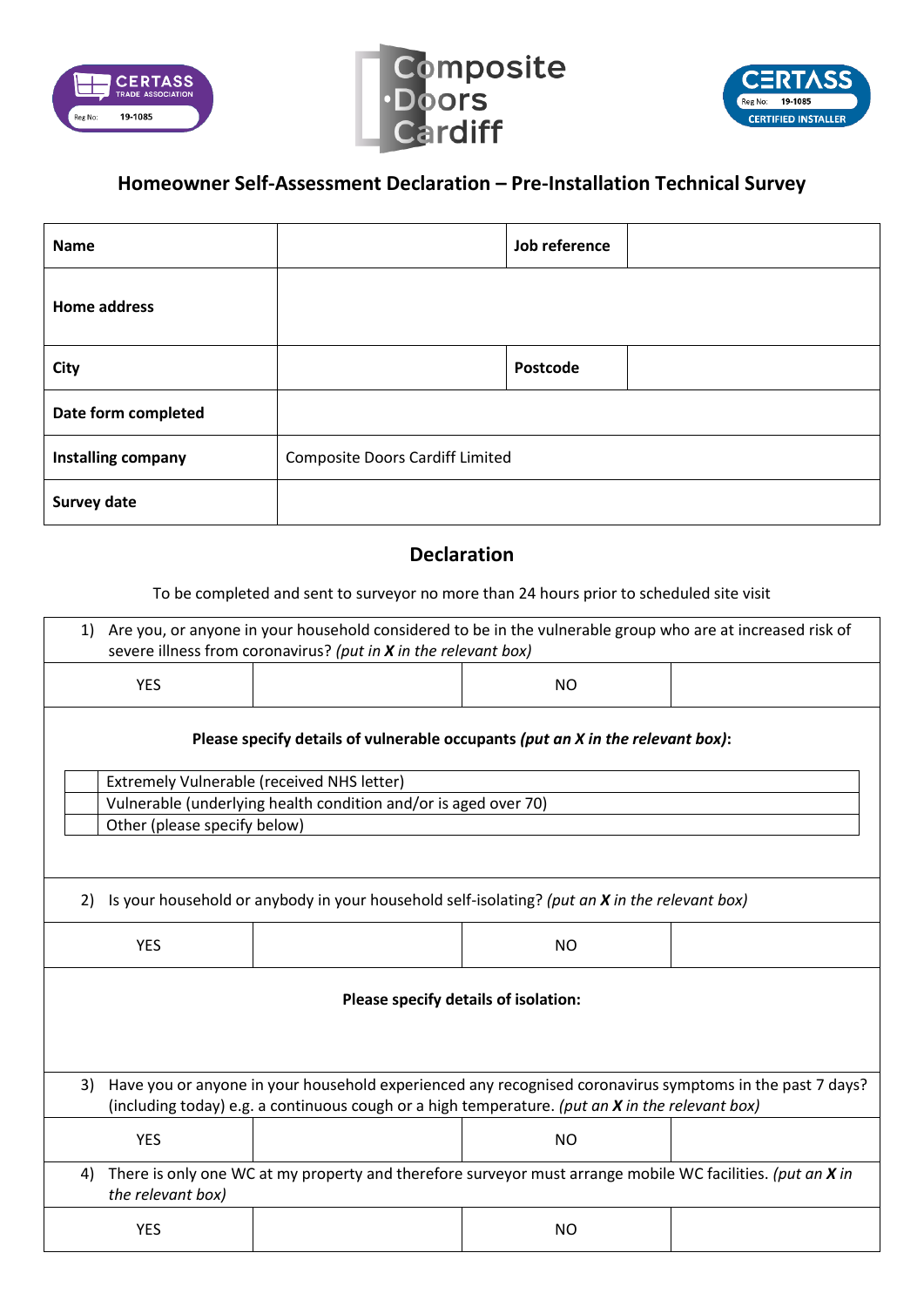# Homeowner Self-Assessment Declaration – Pre-Installation Technical Survey

| **Name** | | **Job reference** | |
|---|---|---|---|
| **Home address** | | | |
| **City** | | **Postcode** | |
| **Date form completed** | | | |
| **Installing company** | Composite Doors Cardiff Limited | | |
| **Survey date** | | | |

## Declaration

To be completed and sent to surveyor no more than 24 hours prior to scheduled site visit

1) Are you, or anyone in your household considered to be in the vulnerable group who are at increased risk of severe illness from coronavirus? *(put in **X** in the relevant box)*

| YES | | NO | |
|---|---|---|---|

**Please specify details of vulnerable occupants *(put an X in the relevant box)*:**

| | |
|---|---|
| | Extremely Vulnerable (received NHS letter) |
| | Vulnerable (underlying health condition and/or is aged over 70) |
| | Other (please specify below) |

2) Is your household or anybody in your household self-isolating? *(put an **X** in the relevant box)*

| YES | | NO | |
|---|---|---|---|

**Please specify details of isolation:**

3) Have you or anyone in your household experienced any recognised coronavirus symptoms in the past 7 days? (including today) e.g. a continuous cough or a high temperature. *(put an **X** in the relevant box)*

| YES | | NO | |
|---|---|---|---|

4) There is only one WC at my property and therefore surveyor must arrange mobile WC facilities. *(put an **X** in the relevant box)*

| YES | | NO | |
|---|---|---|---|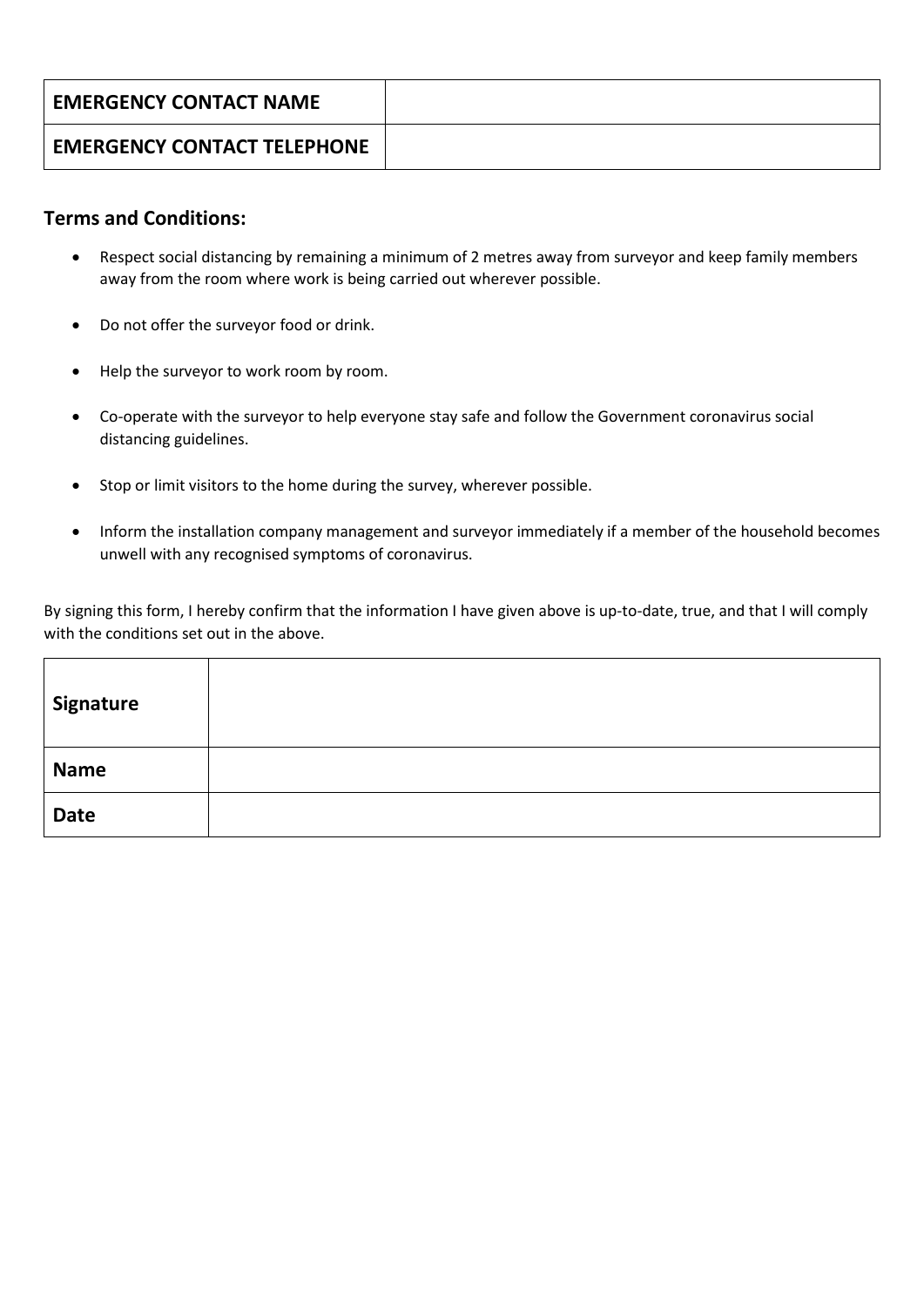| | |
|---|---|
| **EMERGENCY CONTACT NAME** | |
| **EMERGENCY CONTACT TELEPHONE** | |

## Terms and Conditions:

- Respect social distancing by remaining a minimum of 2 metres away from surveyor and keep family members away from the room where work is being carried out wherever possible.
- Do not offer the surveyor food or drink.
- Help the surveyor to work room by room.
- Co-operate with the surveyor to help everyone stay safe and follow the Government coronavirus social distancing guidelines.
- Stop or limit visitors to the home during the survey, wherever possible.
- Inform the installation company management and surveyor immediately if a member of the household becomes unwell with any recognised symptoms of coronavirus.

By signing this form, I hereby confirm that the information I have given above is up-to-date, true, and that I will comply with the conditions set out in the above.

| | |
|---|---|
| **Signature** | |
| **Name** | |
| **Date** | |